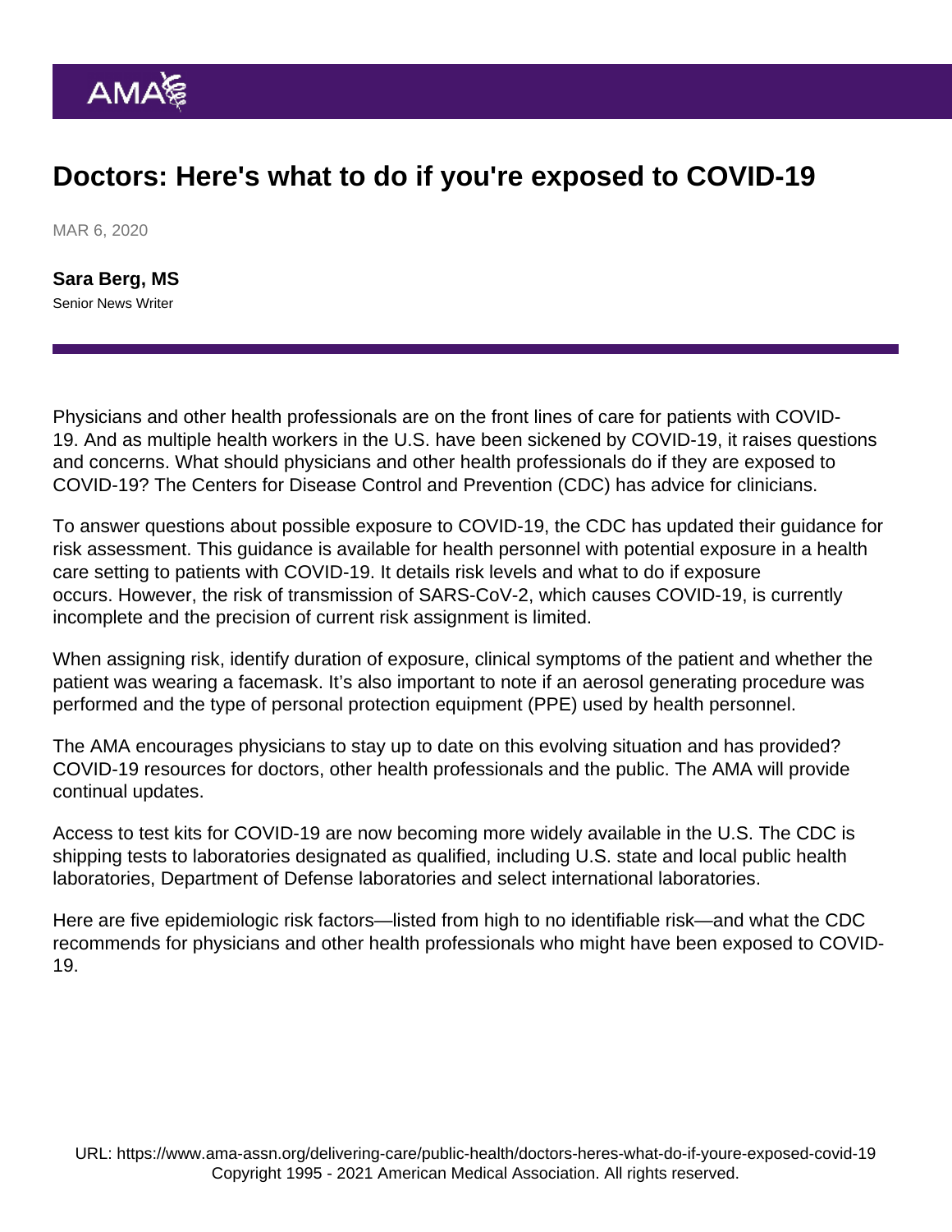# Doctors: Here's what to do if you're exposed to COVID-19

MAR 6, 2020

**Sara Berg, MS**
Senior News Writer

Physicians and other health professionals are on the front lines of care for patients with COVID-19. And as multiple health workers in the U.S. have been sickened by COVID-19, it raises questions and concerns. What should physicians and other health professionals do if they are exposed to COVID-19? The Centers for Disease Control and Prevention (CDC) has advice for clinicians.

To answer questions about possible exposure to COVID-19, the CDC has updated their guidance for risk assessment. This guidance is available for health personnel with potential exposure in a health care setting to patients with COVID-19. It details risk levels and what to do if exposure occurs. However, the risk of transmission of SARS-CoV-2, which causes COVID-19, is currently incomplete and the precision of current risk assignment is limited.

When assigning risk, identify duration of exposure, clinical symptoms of the patient and whether the patient was wearing a facemask. It's also important to note if an aerosol generating procedure was performed and the type of personal protection equipment (PPE) used by health personnel.

The AMA encourages physicians to stay up to date on this evolving situation and has provided? COVID-19 resources for doctors, other health professionals and the public. The AMA will provide continual updates.

Access to test kits for COVID-19 are now becoming more widely available in the U.S. The CDC is shipping tests to laboratories designated as qualified, including U.S. state and local public health laboratories, Department of Defense laboratories and select international laboratories.

Here are five epidemiologic risk factors—listed from high to no identifiable risk—and what the CDC recommends for physicians and other health professionals who might have been exposed to COVID-19.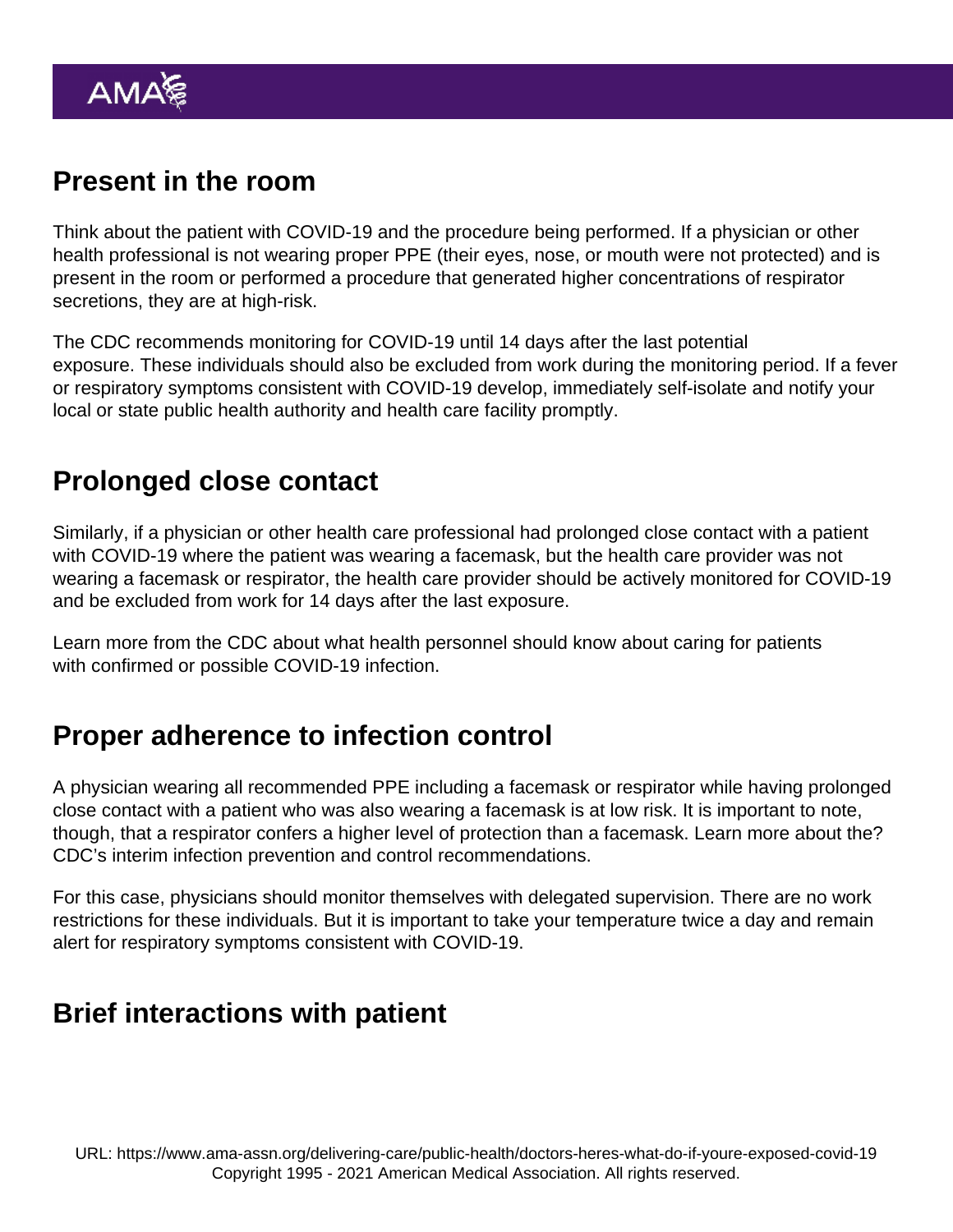## Present in the room

Think about the patient with COVID-19 and the procedure being performed. If a physician or other health professional is not wearing proper PPE (their eyes, nose, or mouth were not protected) and is present in the room or performed a procedure that generated higher concentrations of respirator secretions, they are at high-risk.

The CDC recommends monitoring for COVID-19 until 14 days after the last potential exposure. These individuals should also be excluded from work during the monitoring period. If a fever or respiratory symptoms consistent with COVID-19 develop, immediately self-isolate and notify your local or state public health authority and health care facility promptly.

## Prolonged close contact

Similarly, if a physician or other health care professional had prolonged close contact with a patient with COVID-19 where the patient was wearing a facemask, but the health care provider was not wearing a facemask or respirator, the health care provider should be actively monitored for COVID-19 and be excluded from work for 14 days after the last exposure.

Learn more from the CDC about what health personnel should know about caring for patients with confirmed or possible COVID-19 infection.

## Proper adherence to infection control

A physician wearing all recommended PPE including a facemask or respirator while having prolonged close contact with a patient who was also wearing a facemask is at low risk. It is important to note, though, that a respirator confers a higher level of protection than a facemask. Learn more about the? CDC's interim infection prevention and control recommendations.

For this case, physicians should monitor themselves with delegated supervision. There are no work restrictions for these individuals. But it is important to take your temperature twice a day and remain alert for respiratory symptoms consistent with COVID-19.

## Brief interactions with patient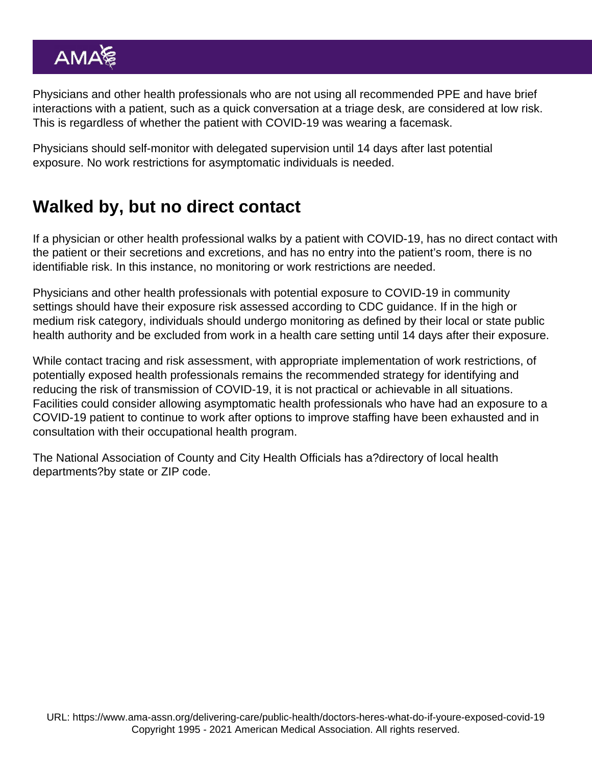Physicians and other health professionals who are not using all recommended PPE and have brief interactions with a patient, such as a quick conversation at a triage desk, are considered at low risk. This is regardless of whether the patient with COVID-19 was wearing a facemask.

Physicians should self-monitor with delegated supervision until 14 days after last potential exposure. No work restrictions for asymptomatic individuals is needed.

## Walked by, but no direct contact

If a physician or other health professional walks by a patient with COVID-19, has no direct contact with the patient or their secretions and excretions, and has no entry into the patient's room, there is no identifiable risk. In this instance, no monitoring or work restrictions are needed.

Physicians and other health professionals with potential exposure to COVID-19 in community settings should have their exposure risk assessed according to CDC guidance. If in the high or medium risk category, individuals should undergo monitoring as defined by their local or state public health authority and be excluded from work in a health care setting until 14 days after their exposure.

While contact tracing and risk assessment, with appropriate implementation of work restrictions, of potentially exposed health professionals remains the recommended strategy for identifying and reducing the risk of transmission of COVID-19, it is not practical or achievable in all situations. Facilities could consider allowing asymptomatic health professionals who have had an exposure to a COVID-19 patient to continue to work after options to improve staffing have been exhausted and in consultation with their occupational health program.

The National Association of County and City Health Officials has a?directory of local health departments?by state or ZIP code.